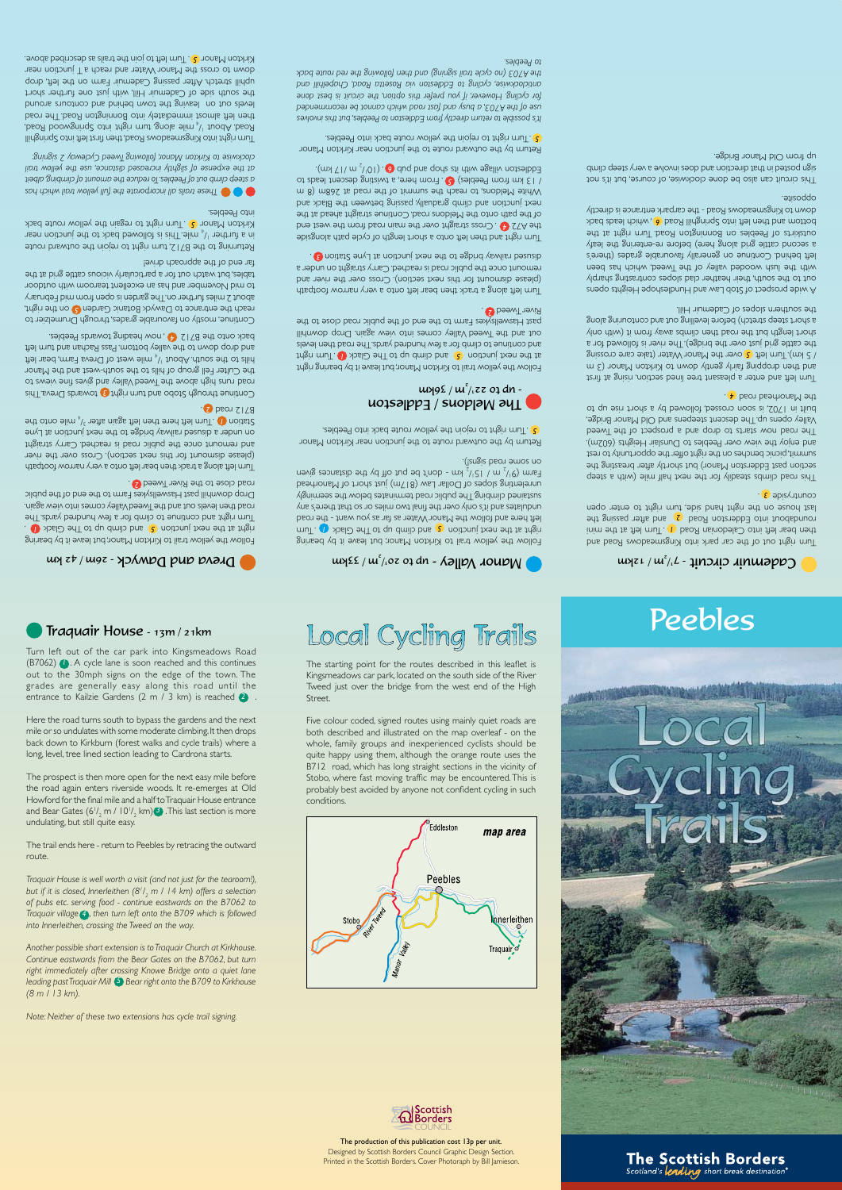# Peebles

# Local Cycling Trails

**The Scottish Borders**
*Scotland's leading short break destination*

# Local Cycling Trails

The starting point for the routes described in this leaflet is Kingsmeadows car park, located on the south side of the River Tweed just over the bridge from the west end of the High Street.

Five colour coded, signed routes using mainly quiet roads are both described and illustrated on the map overleaf - on the whole, family groups and inexperienced cyclists should be quite happy using them, although the orange route uses the B712 road, which has long straight sections in the vicinity of Stobo, where fast moving traffic may be encountered. This is probably best avoided by anyone not confident cycling in such conditions.

Eddleston · map area · Peebles · Stobo · River Tweed · Manor Valley · Innerleithen · Traquair

Scottish Borders Council

**The production of this publication cost 13p per unit.**
Designed by Scottish Borders Council Graphic Design Section.
Printed in the Scottish Borders. Cover Photograph by Bill Jamieson.

## Traquair House - 13m / 21km

Turn left out of the car park into Kingsmeadows Road (B7062) 1. A cycle lane is soon reached and this continues out to the 30mph signs on the edge of the town. The grades are generally easy along this road until the entrance to Kailzie Gardens (2 m / 3 km) is reached 2.

Here the road turns south to bypass the gardens and the next mile or so undulates with some moderate climbing. It then drops back down to Kirkburn (forest walks and cycle trails) where a long, level, tree lined section leading to Cardrona starts.

The prospect is then more open for the next easy mile before the road again enters riverside woods. It re-emerges at Old Howford for the final mile and a half to Traquair House entrance and Bear Gates (6½ m / 10½ km) 3. This last section is more undulating, but still quite easy.

The trail ends here - return to Peebles by retracing the outward route.

*Traquair House is well worth a visit (and not just for the tearoom!), but if it is closed, Innerleithen (8½ m / 14 km) offers a selection of pubs etc. serving food - continue eastwards on the B7062 to Traquair village 4, then turn left onto the B709 which is followed into Innerleithen, crossing the Tweed on the way.*

*Another possible short extension is to Traquair Church at Kirkhouse. Continue eastwards from the Bear Gates on the B7062, but turn right immediately after crossing Knowe Bridge onto a quiet lane leading past Traquair Mill 5. Bear right onto the B709 to Kirkhouse (8 m / 13 km).*

*Note: Neither of these two extensions has cycle trail signing.*

## Cademuir circuit - 7½m / 12km

Turn right out of the car park into Kingsmeadows Road and then bear left into Caledonian Road 1. Turn left at the mini roundabout into Edderston Road 2 and after passing the last house on the right hand side, turn right to enter open countryside 3.

This road climbs steadily for the next half mile (with a steep section past Edderston Manor) but shortly after breasting the summit, picnic benches on the right offer the opportunity to rest and enjoy the view over Peebles to Dunslair Heights (602m). The road now starts to drop and a prospect of the Tweed Valley opens up. The descent steepens and Old Manor Bridge, built in 1702, is soon crossed, followed by a short rise up to the Manorhead road 4.

Turn left and enter a pleasant tree lined section, rising at first and then dropping fairly gently down to Kirkton Manor (3 m / 5 km). Turn left 5 over the Manor Water (take care crossing the cattle grid just over the bridge). The river is followed for a short length but the road then climbs away from it (with only a short steep stretch) before levelling out and contouring along the southern slopes of Cademuir Hill.

A wide prospect of Stob Law and Hundleshope Heights opens out to the south, their heather clad slopes contrasting sharply with the lush wooded valley of the Tweed, which has been left behind. Continue on generally favourable grades (there's a second cattle grid along here) before re-entering the leafy outskirts of Peebles on Bonnington Road. Turn right at the bottom and then left into Springhill Road 6, which leads back down to Kingsmeadows Road - the carpark entrance is directly opposite.

This circuit can also be done clockwise, of course, but it's not sign posted in that direction and does involve a very steep climb up from Old Manor Bridge.

## Manor Valley - up to 20½m / 33km

Follow the yellow trail to Kirkton Manor, but leave it by bearing right at the next junction 5 and climb up to The Glack 1. Turn left here and follow the Manor Water as far as you want - the road undulates and it's only over the final two miles or so that there's any sustained climbing. The public road terminates below the seemingly unrelenting slopes of Dollar Law (817m) just short of Manorhead Farm (9½ m / 15½ km - don't be put off by the distances given on some road signs!).

Return by the outward route to the junction near Kirkton Manor 5. Turn right to rejoin the yellow route back into Peebles.

## The Meldons / Eddleston - up to 22½m / 36km

Follow the yellow trail to Kirkton Manor, but leave it by bearing right at the next junction 5 and climb up to The Glack 1. Turn right and continue to climb for a few hundred yards. The road then levels out and the Tweed Valley comes into view again. Drop downhill past Haswellsykes Farm to the end of the public road close to the River Tweed 2.

Turn left along a track then bear left onto a very narrow footpath (please dismount for this next section). Cross over the river and remount once the public road is reached. Carry straight on under a disused railway bridge to the next junction at Lyne Station 3.

Turn right and then left onto a short length of cycle path alongside the A72 4. Cross straight over the main road from the west end of the path onto the Meldons road. Continue straight ahead at the next junction and climb gradually, passing between the Black and White Meldons, to reach the summit of the road at 268m (8 m / 13 km from Peebles) 5. From here, a twisting descent leads to Eddleston village with its shop and pub 6 (10½ m / 17 km).

Return by the outward route to the junction near Kirkton Manor 5. Turn right to rejoin the yellow route back into Peebles.

*It's possible to return directly from Eddleston to Peebles, but this involves use of the A703, a busy and fast road which cannot be recommended for cycling. However, if you prefer this option, the circuit is best done anticlockwise, cycling to Eddleston via Rosetta Road, Chapelhill and the A703 (no cycle trail signing) and then following the red route back to Peebles.*

## Dreva and Dawyck - 26m / 42 km

Follow the yellow trail to Kirkton Manor, but leave it by bearing right at the next junction 5 and climb up to The Glack 1. Turn right and continue to climb for a few hundred yards. The road then levels out and the Tweed Valley comes into view again. Drop downhill past Haswellsykes Farm to the end of the public road close to the River Tweed 2.

Turn left along a track then bear left onto a very narrow footpath (please dismount for this next section). Cross over the river and remount once the public road is reached. Carry straight on under a disused railway bridge to the next junction at Lyne Station 3. Turn left here then left again after ¼ mile onto the B712 road 4.

Continue through Stobo and turn right 5 towards Dreva. This road runs high above the Tweed Valley and gives fine views to the Culter Fell group of hills to the south-west and the Manor hills to the south. About ½ mile west of Dreva Farm, bear left and drop down to the valley bottom. Pass Rachan and turn left back onto the B712 6, now heading towards Peebles.

Continue, mostly on favourable grades, through Drumelzier to reach the entrance to Dawyck Botanic Garden 7 on the right, about 2 miles further on. The garden is open from mid February to mid November and has an excellent tearoom with outdoor tables, but watch out for a particularly vicious cattle grid at the far end of the approach drive!

Returning to the B712, turn right to rejoin the outward route in a further ¼ mile. This is followed back to the junction near Kirkton Manor 5. Turn right to regain the yellow route back into Peebles.

*These trails all incorporate the full yellow trail which has a steep climb out of Peebles. To reduce the amount of climbing albeit at the expense of slightly increased distance, use the yellow trail clockwise to Kirkton Manor, following Tweed Cycleway 2 signing:*

Turn right into Kingsmeadows Road, then first left into Springhill Road. About ½ mile along, turn right into Springwood Road, then left almost immediately into Bonnington Road. The road levels out on leaving the town behind and contours around the south side of Cademuir Hill, with just one further short uphill stretch. After passing Cademuir Farm on the left, drop down to cross the Manor Water and reach a T junction near Kirkton Manor 5. Turn left to join the trails as described above.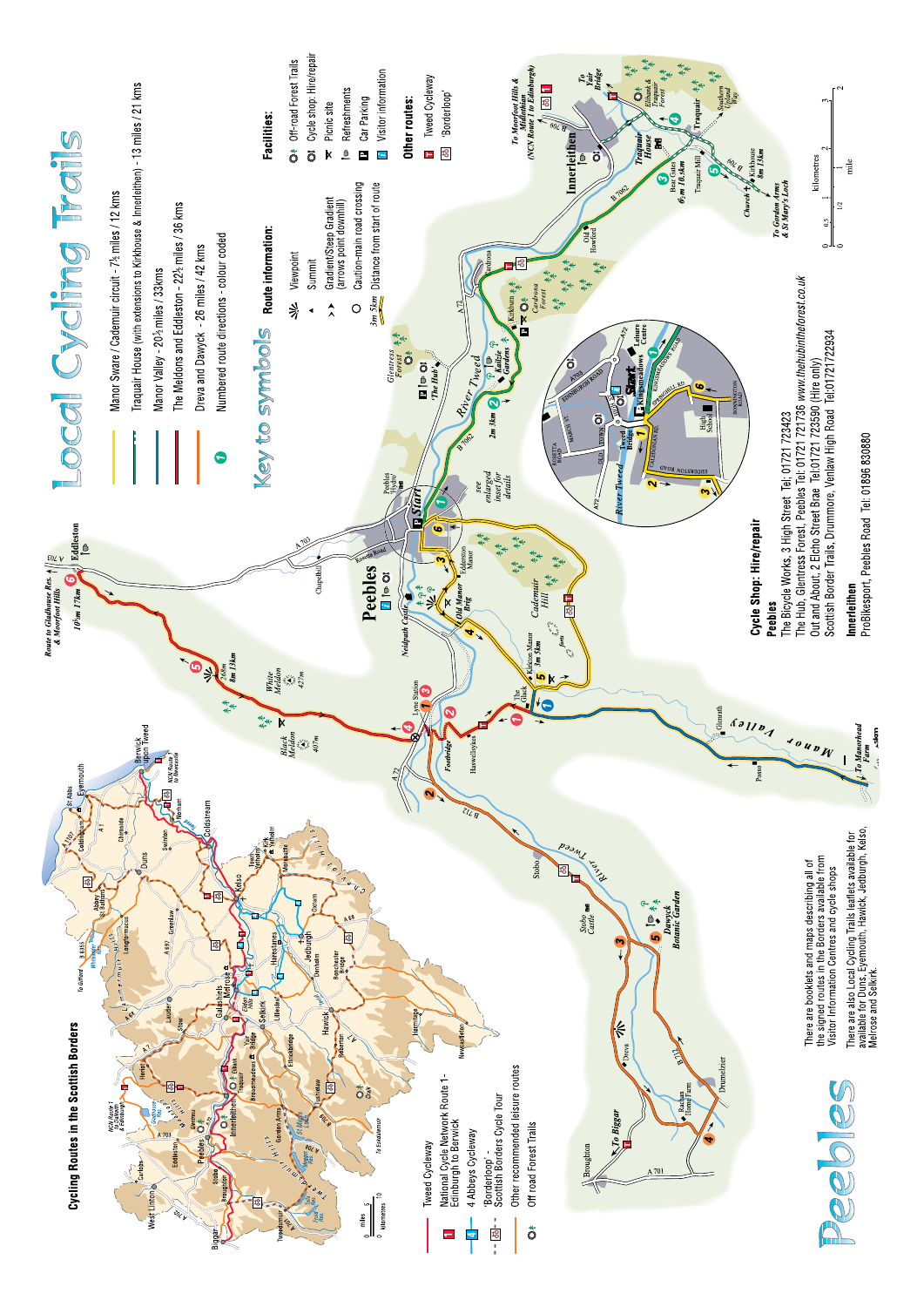# Local Cycling Trails

## Peebles

## Key to symbols

- Manor Sware / Cademuir circuit - 7½ miles / 12 kms
- Traquair House (with extensions to Kirkhouse & Innerleithen) - 13 miles / 21 kms
- Manor Valley - 20½ miles / 33kms
- The Meldons and Eddleston - 22½ miles / 36 kms
- Dreva and Dawyck - 26 miles / 42 kms
- Numbered route directions - colour coded

### Route information:

- Viewpoint
- Summit
- Gradient/Steep Gradient (arrows point downhill)
- Caution-main road crossing
- 3m 5km Distance from start of route

### Facilities:

- Off-road Forest Trails
- Cycle shop: Hire/repair
- Picnic site
- Refreshments
- Car Parking
- Visitor information

### Other routes:

- Tweed Cycleway
- 'Borderloop'

## Cycling Routes in the Scottish Borders

- Tweed Cycleway
- National Cycle Network Route 1- Edinburgh to Berwick
- 4 Abbeys Cycleway
- 'Borderloop' - Scottish Borders Cycle Tour
- Other recommended leisure routes
- Off road Forest Trails

There are booklets and maps describing all of the signed routes in the Borders available from Visitor Information Centres and cycle shops

There are also Local Cycling Trails leaflets available for Duns, Eyemouth, Hawick, Jedburgh, Kelso, Melrose and Selkirk.

## Cycle Shop: Hire/repair

**Peebles**

The Bicycle Works, 3 High Street Tel: 01721 723423

The Hub, Glentress Forest, Peebles Tel: 01721 721736 www.thehubintheforest.co.uk

Out and About, 2 Elcho Street Brae Tel:01721 723590 (Hire only)

Scottish Border Trails, Drummore, Venlaw High Road Tel:01721722934

**Innerleithen**

ProBikesport, Peebles Road Tel: 01896 830880